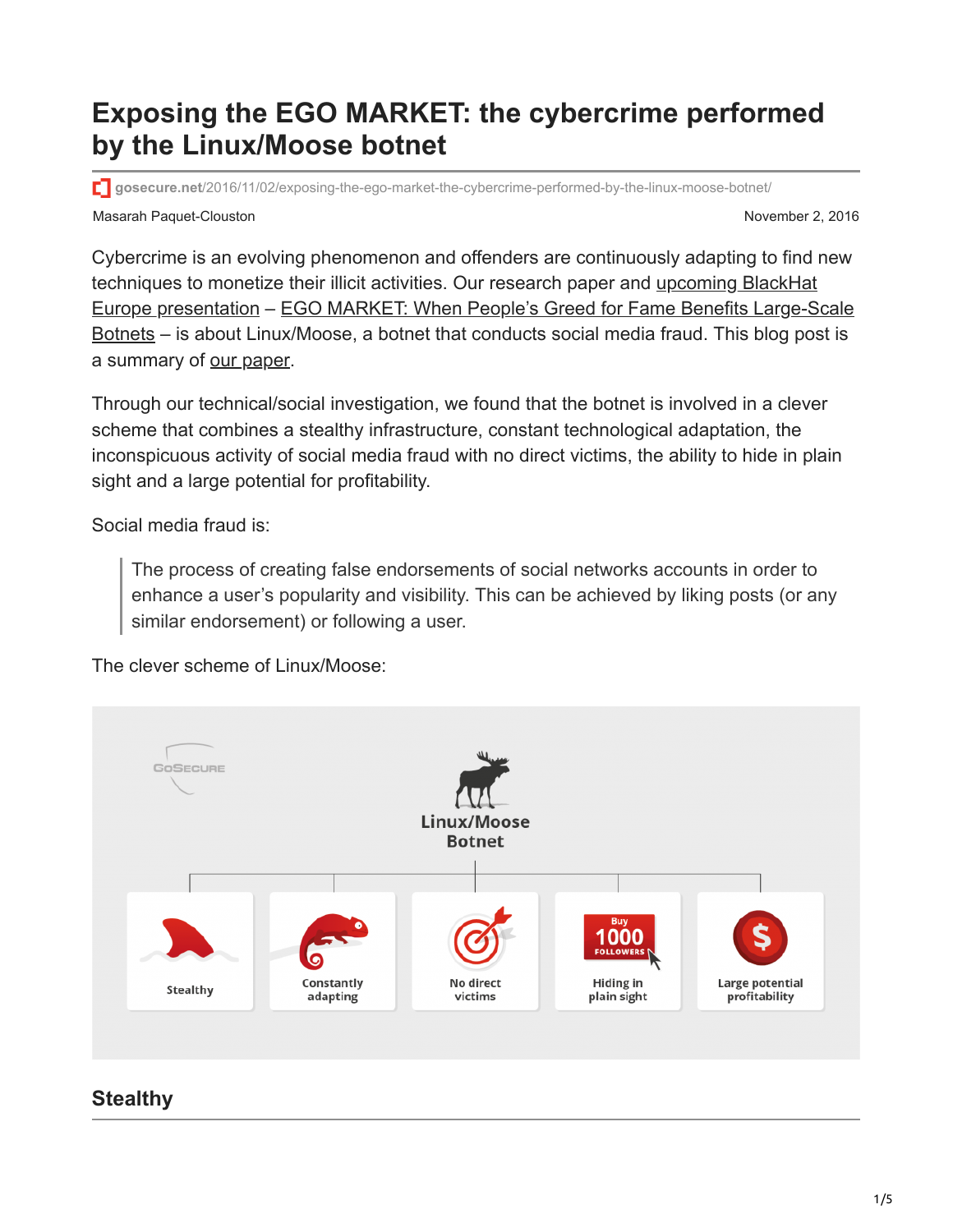# Exposing the EGO MARKET: the cybercrime performed by the Linux/Moose botnet

gosecure.net/2016/11/02/exposing-the-ego-market-the-cybercrime-performed-by-the-linux-moose-botnet/

Masarah Paquet-Clouston

November 2, 2016

Cybercrime is an evolving phenomenon and offenders are continuously adapting to find new techniques to monetize their illicit activities. Our research paper and upcoming BlackHat Europe presentation – EGO MARKET: When People's Greed for Fame Benefits Large-Scale Botnets – is about Linux/Moose, a botnet that conducts social media fraud. This blog post is a summary of our paper.

Through our technical/social investigation, we found that the botnet is involved in a clever scheme that combines a stealthy infrastructure, constant technological adaptation, the inconspicuous activity of social media fraud with no direct victims, the ability to hide in plain sight and a large potential for profitability.

Social media fraud is:

> The process of creating false endorsements of social networks accounts in order to enhance a user's popularity and visibility. This can be achieved by liking posts (or any similar endorsement) or following a user.

The clever scheme of Linux/Moose:

Linux/Moose Botnet

- Stealthy
- Constantly adapting
- No direct victims
- Hiding in plain sight
- Large potential profitability

## Stealthy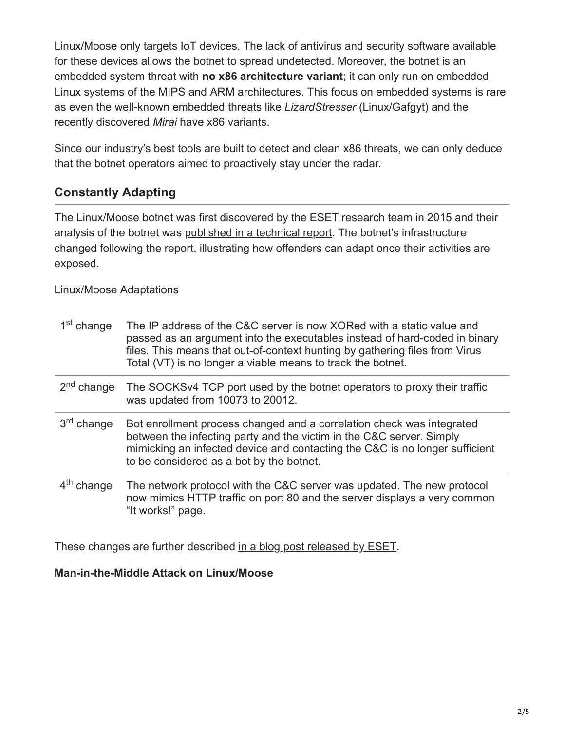Linux/Moose only targets IoT devices. The lack of antivirus and security software available for these devices allows the botnet to spread undetected. Moreover, the botnet is an embedded system threat with **no x86 architecture variant**; it can only run on embedded Linux systems of the MIPS and ARM architectures. This focus on embedded systems is rare as even the well-known embedded threats like *LizardStresser* (Linux/Gafgyt) and the recently discovered *Mirai* have x86 variants.

Since our industry's best tools are built to detect and clean x86 threats, we can only deduce that the botnet operators aimed to proactively stay under the radar.

## Constantly Adapting

The Linux/Moose botnet was first discovered by the ESET research team in 2015 and their analysis of the botnet was published in a technical report. The botnet's infrastructure changed following the report, illustrating how offenders can adapt once their activities are exposed.

Linux/Moose Adaptations

| | |
|---|---|
| 1st change | The IP address of the C&C server is now XORed with a static value and passed as an argument into the executables instead of hard-coded in binary files. This means that out-of-context hunting by gathering files from Virus Total (VT) is no longer a viable means to track the botnet. |
| 2nd change | The SOCKSv4 TCP port used by the botnet operators to proxy their traffic was updated from 10073 to 20012. |
| 3rd change | Bot enrollment process changed and a correlation check was integrated between the infecting party and the victim in the C&C server. Simply mimicking an infected device and contacting the C&C is no longer sufficient to be considered as a bot by the botnet. |
| 4th change | The network protocol with the C&C server was updated. The new protocol now mimics HTTP traffic on port 80 and the server displays a very common "It works!" page. |

These changes are further described in a blog post released by ESET.

**Man-in-the-Middle Attack on Linux/Moose**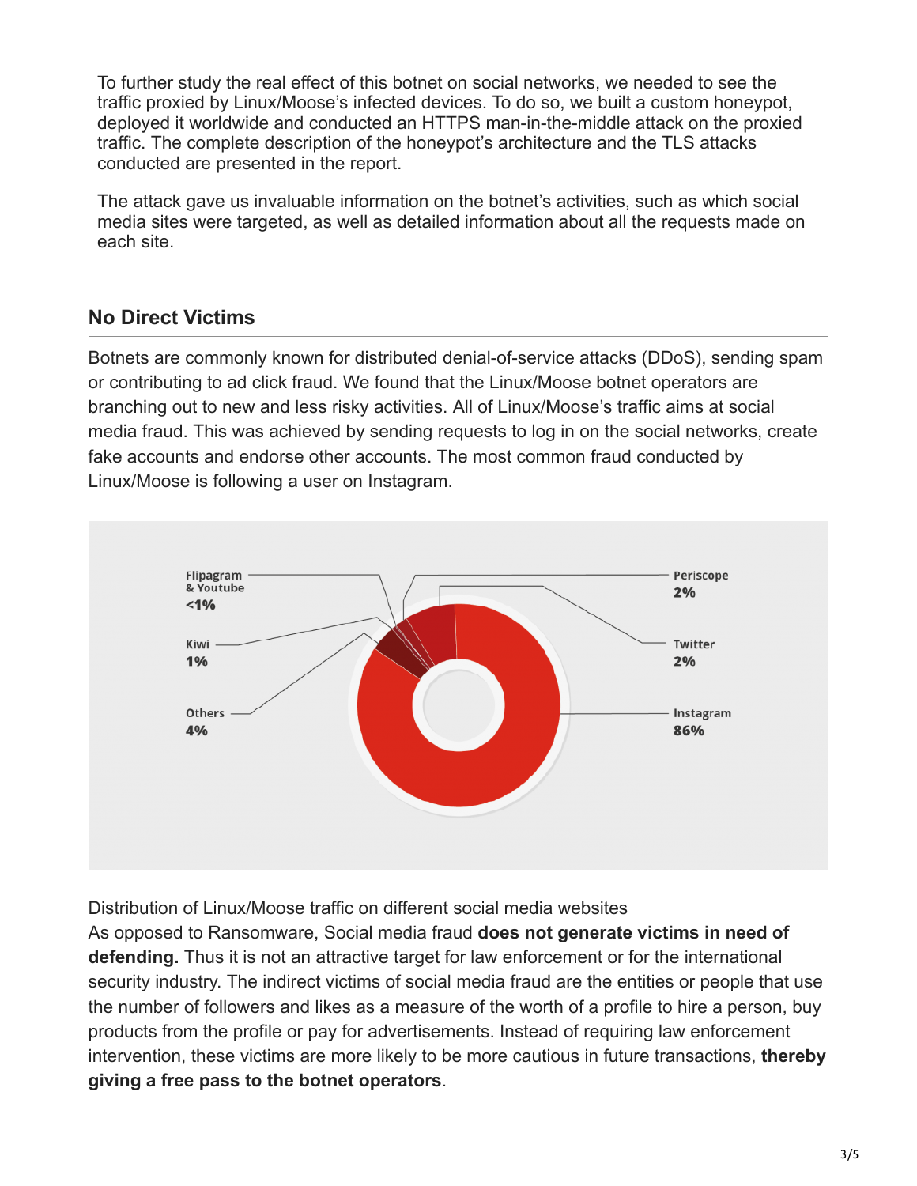To further study the real effect of this botnet on social networks, we needed to see the traffic proxied by Linux/Moose's infected devices. To do so, we built a custom honeypot, deployed it worldwide and conducted an HTTPS man-in-the-middle attack on the proxied traffic. The complete description of the honeypot's architecture and the TLS attacks conducted are presented in the report.

The attack gave us invaluable information on the botnet's activities, such as which social media sites were targeted, as well as detailed information about all the requests made on each site.

## No Direct Victims

Botnets are commonly known for distributed denial-of-service attacks (DDoS), sending spam or contributing to ad click fraud. We found that the Linux/Moose botnet operators are branching out to new and less risky activities. All of Linux/Moose's traffic aims at social media fraud. This was achieved by sending requests to log in on the social networks, create fake accounts and endorse other accounts. The most common fraud conducted by Linux/Moose is following a user on Instagram.

Distribution of Linux/Moose traffic on different social media websites

As opposed to Ransomware, Social media fraud **does not generate victims in need of defending.** Thus it is not an attractive target for law enforcement or for the international security industry. The indirect victims of social media fraud are the entities or people that use the number of followers and likes as a measure of the worth of a profile to hire a person, buy products from the profile or pay for advertisements. Instead of requiring law enforcement intervention, these victims are more likely to be more cautious in future transactions, **thereby giving a free pass to the botnet operators**.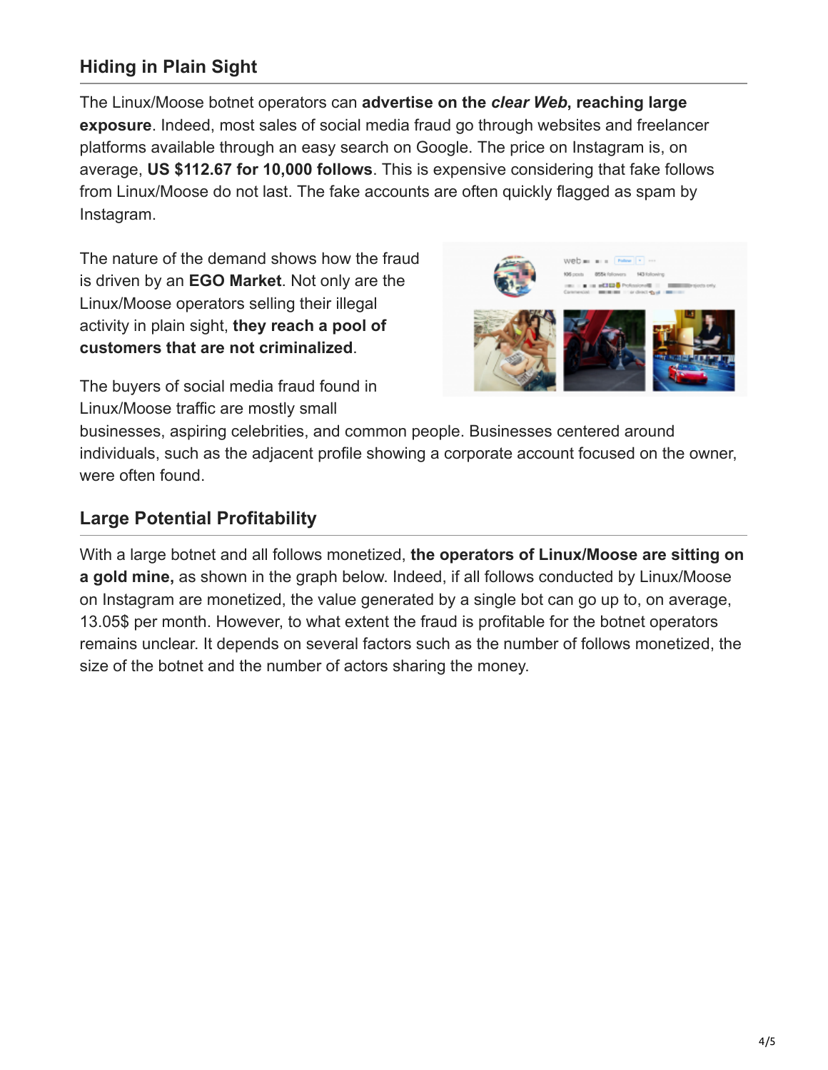## Hiding in Plain Sight

The Linux/Moose botnet operators can **advertise on the *clear Web*, reaching large exposure**. Indeed, most sales of social media fraud go through websites and freelancer platforms available through an easy search on Google. The price on Instagram is, on average, **US $112.67 for 10,000 follows**. This is expensive considering that fake follows from Linux/Moose do not last. The fake accounts are often quickly flagged as spam by Instagram.

The nature of the demand shows how the fraud is driven by an **EGO Market**. Not only are the Linux/Moose operators selling their illegal activity in plain sight, **they reach a pool of customers that are not criminalized**.

The buyers of social media fraud found in Linux/Moose traffic are mostly small businesses, aspiring celebrities, and common people. Businesses centered around individuals, such as the adjacent profile showing a corporate account focused on the owner, were often found.

## Large Potential Profitability

With a large botnet and all follows monetized, **the operators of Linux/Moose are sitting on a gold mine,** as shown in the graph below. Indeed, if all follows conducted by Linux/Moose on Instagram are monetized, the value generated by a single bot can go up to, on average, 13.05$ per month. However, to what extent the fraud is profitable for the botnet operators remains unclear. It depends on several factors such as the number of follows monetized, the size of the botnet and the number of actors sharing the money.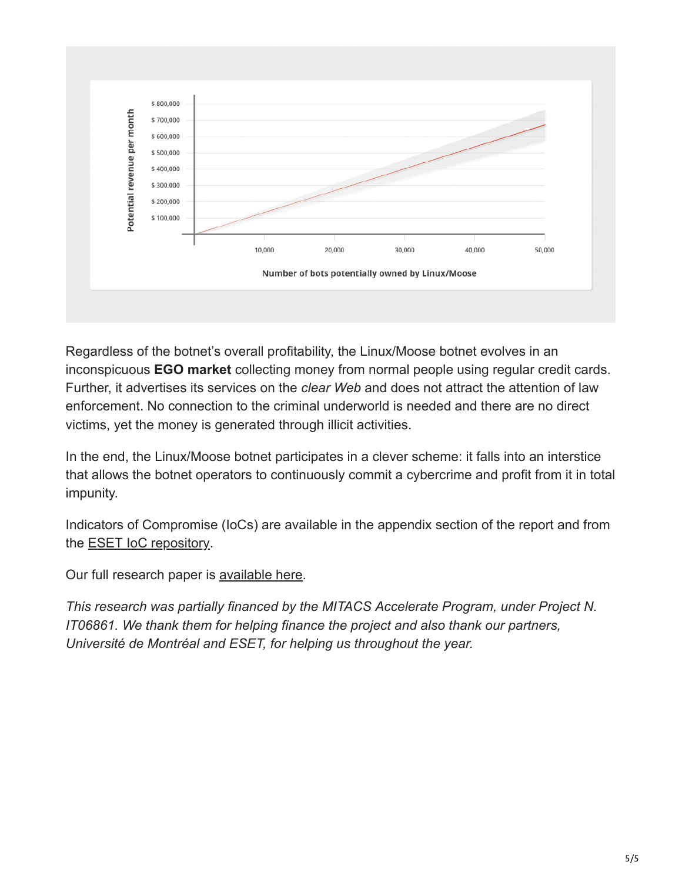Potential revenue per month

$ 800,000
$ 700,000
$ 600,000
$ 500,000
$ 400,000
$ 300,000
$ 200,000
$ 100,000

10,000
20,000
30,000
40,000
50,000

Number of bots potentially owned by Linux/Moose

Regardless of the botnet's overall profitability, the Linux/Moose botnet evolves in an inconspicuous **EGO market** collecting money from normal people using regular credit cards. Further, it advertises its services on the *clear Web* and does not attract the attention of law enforcement. No connection to the criminal underworld is needed and there are no direct victims, yet the money is generated through illicit activities.

In the end, the Linux/Moose botnet participates in a clever scheme: it falls into an interstice that allows the botnet operators to continuously commit a cybercrime and profit from it in total impunity.

Indicators of Compromise (IoCs) are available in the appendix section of the report and from the [ESET IoC repository](#).

Our full research paper is [available here](#).

*This research was partially financed by the MITACS Accelerate Program, under Project N. IT06861. We thank them for helping finance the project and also thank our partners, Université de Montréal and ESET, for helping us throughout the year.*